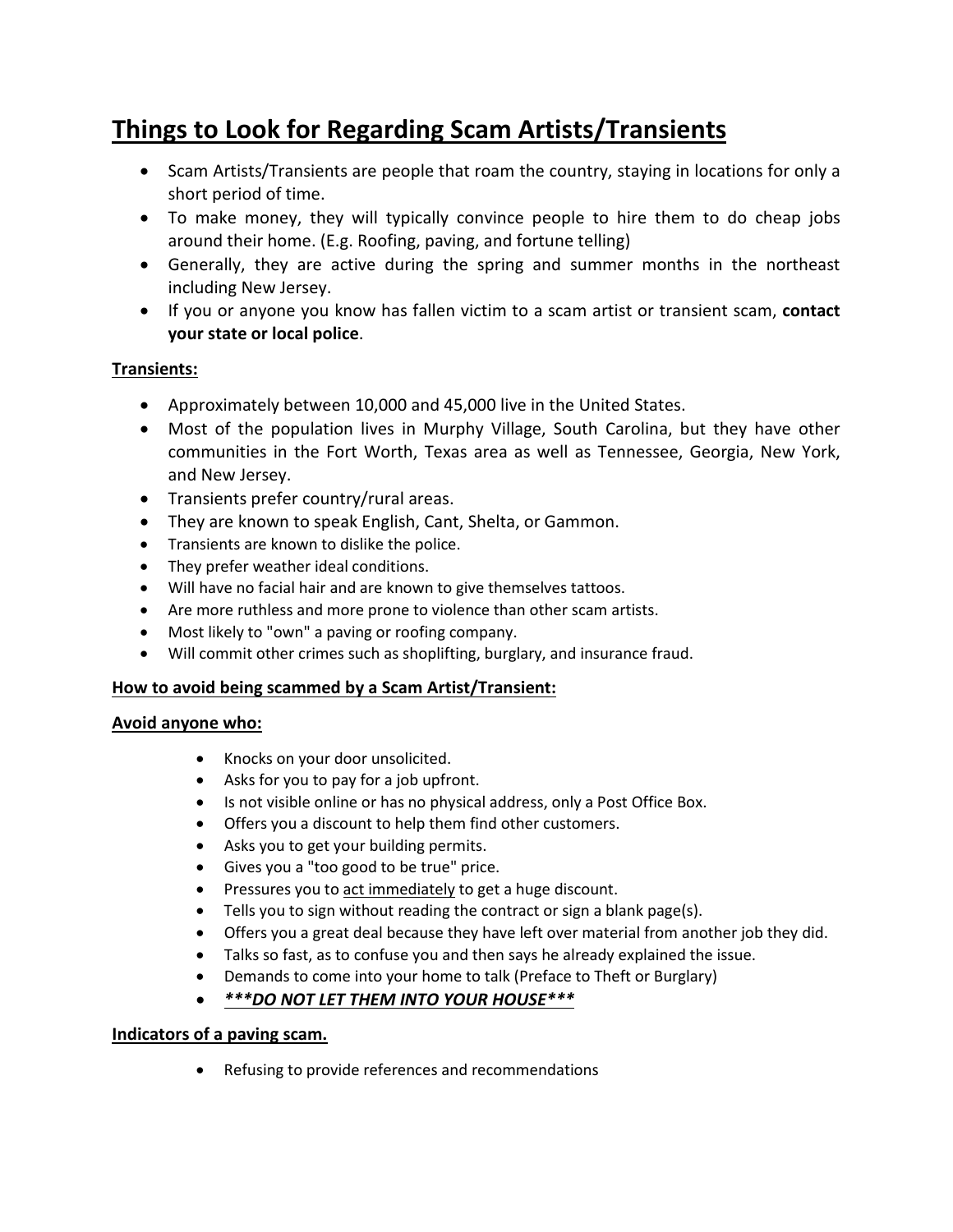# Things to Look for Regarding Scam Artists/Transients

- Scam Artists/Transients are people that roam the country, staying in locations for only a short period of time.
- To make money, they will typically convince people to hire them to do cheap jobs around their home. (E.g. Roofing, paving, and fortune telling)
- Generally, they are active during the spring and summer months in the northeast including New Jersey.
- If you or anyone you know has fallen victim to a scam artist or transient scam, **contact your state or local police**.

**Transients:**

- Approximately between 10,000 and 45,000 live in the United States.
- Most of the population lives in Murphy Village, South Carolina, but they have other communities in the Fort Worth, Texas area as well as Tennessee, Georgia, New York, and New Jersey.
- Transients prefer country/rural areas.
- They are known to speak English, Cant, Shelta, or Gammon.
- Transients are known to dislike the police.
- They prefer weather ideal conditions.
- Will have no facial hair and are known to give themselves tattoos.
- Are more ruthless and more prone to violence than other scam artists.
- Most likely to "own" a paving or roofing company.
- Will commit other crimes such as shoplifting, burglary, and insurance fraud.

**How to avoid being scammed by a Scam Artist/Transient:**

**Avoid anyone who:**

- Knocks on your door unsolicited.
- Asks for you to pay for a job upfront.
- Is not visible online or has no physical address, only a Post Office Box.
- Offers you a discount to help them find other customers.
- Asks you to get your building permits.
- Gives you a "too good to be true" price.
- Pressures you to act immediately to get a huge discount.
- Tells you to sign without reading the contract or sign a blank page(s).
- Offers you a great deal because they have left over material from another job they did.
- Talks so fast, as to confuse you and then says he already explained the issue.
- Demands to come into your home to talk (Preface to Theft or Burglary)
- ***\*\*\*DO NOT LET THEM INTO YOUR HOUSE\*\*\****

**Indicators of a paving scam.**

- Refusing to provide references and recommendations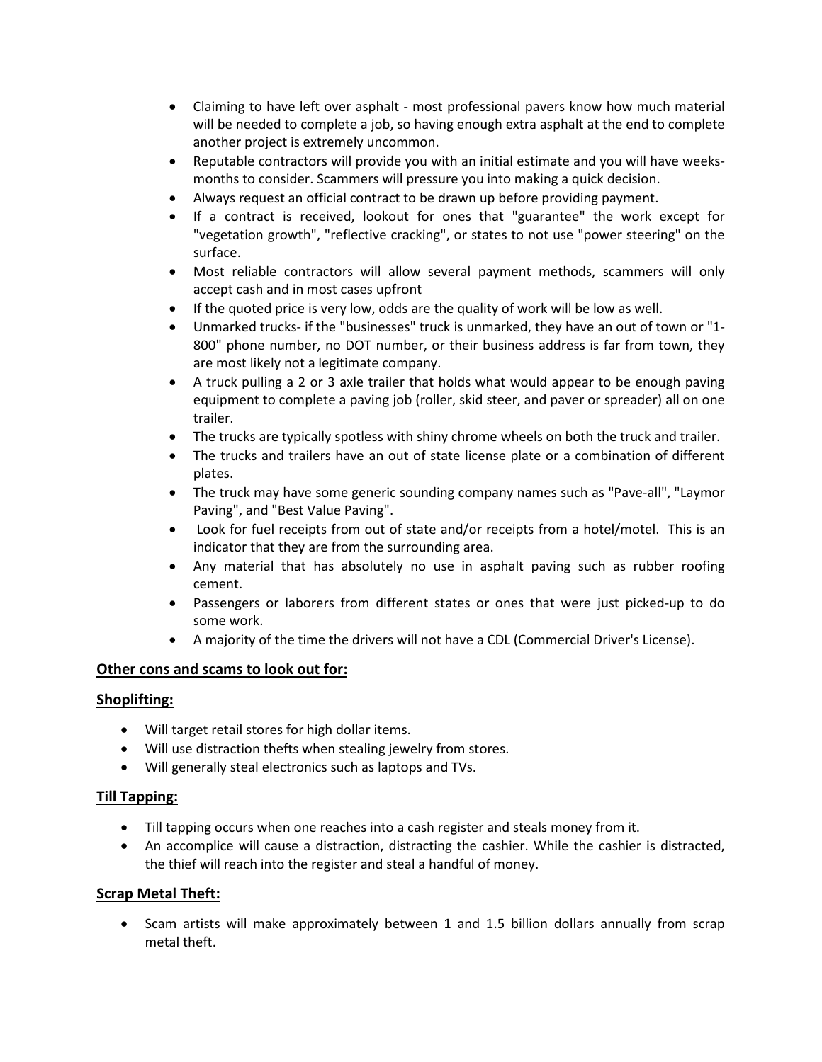- Claiming to have left over asphalt - most professional pavers know how much material will be needed to complete a job, so having enough extra asphalt at the end to complete another project is extremely uncommon.
- Reputable contractors will provide you with an initial estimate and you will have weeks-months to consider. Scammers will pressure you into making a quick decision.
- Always request an official contract to be drawn up before providing payment.
- If a contract is received, lookout for ones that "guarantee" the work except for "vegetation growth", "reflective cracking", or states to not use "power steering" on the surface.
- Most reliable contractors will allow several payment methods, scammers will only accept cash and in most cases upfront
- If the quoted price is very low, odds are the quality of work will be low as well.
- Unmarked trucks- if the "businesses" truck is unmarked, they have an out of town or "1-800" phone number, no DOT number, or their business address is far from town, they are most likely not a legitimate company.
- A truck pulling a 2 or 3 axle trailer that holds what would appear to be enough paving equipment to complete a paving job (roller, skid steer, and paver or spreader) all on one trailer.
- The trucks are typically spotless with shiny chrome wheels on both the truck and trailer.
- The trucks and trailers have an out of state license plate or a combination of different plates.
- The truck may have some generic sounding company names such as "Pave-all", "Laymor Paving", and "Best Value Paving".
- Look for fuel receipts from out of state and/or receipts from a hotel/motel. This is an indicator that they are from the surrounding area.
- Any material that has absolutely no use in asphalt paving such as rubber roofing cement.
- Passengers or laborers from different states or ones that were just picked-up to do some work.
- A majority of the time the drivers will not have a CDL (Commercial Driver's License).

**Other cons and scams to look out for:**

**Shoplifting:**

- Will target retail stores for high dollar items.
- Will use distraction thefts when stealing jewelry from stores.
- Will generally steal electronics such as laptops and TVs.

**Till Tapping:**

- Till tapping occurs when one reaches into a cash register and steals money from it.
- An accomplice will cause a distraction, distracting the cashier. While the cashier is distracted, the thief will reach into the register and steal a handful of money.

**Scrap Metal Theft:**

- Scam artists will make approximately between 1 and 1.5 billion dollars annually from scrap metal theft.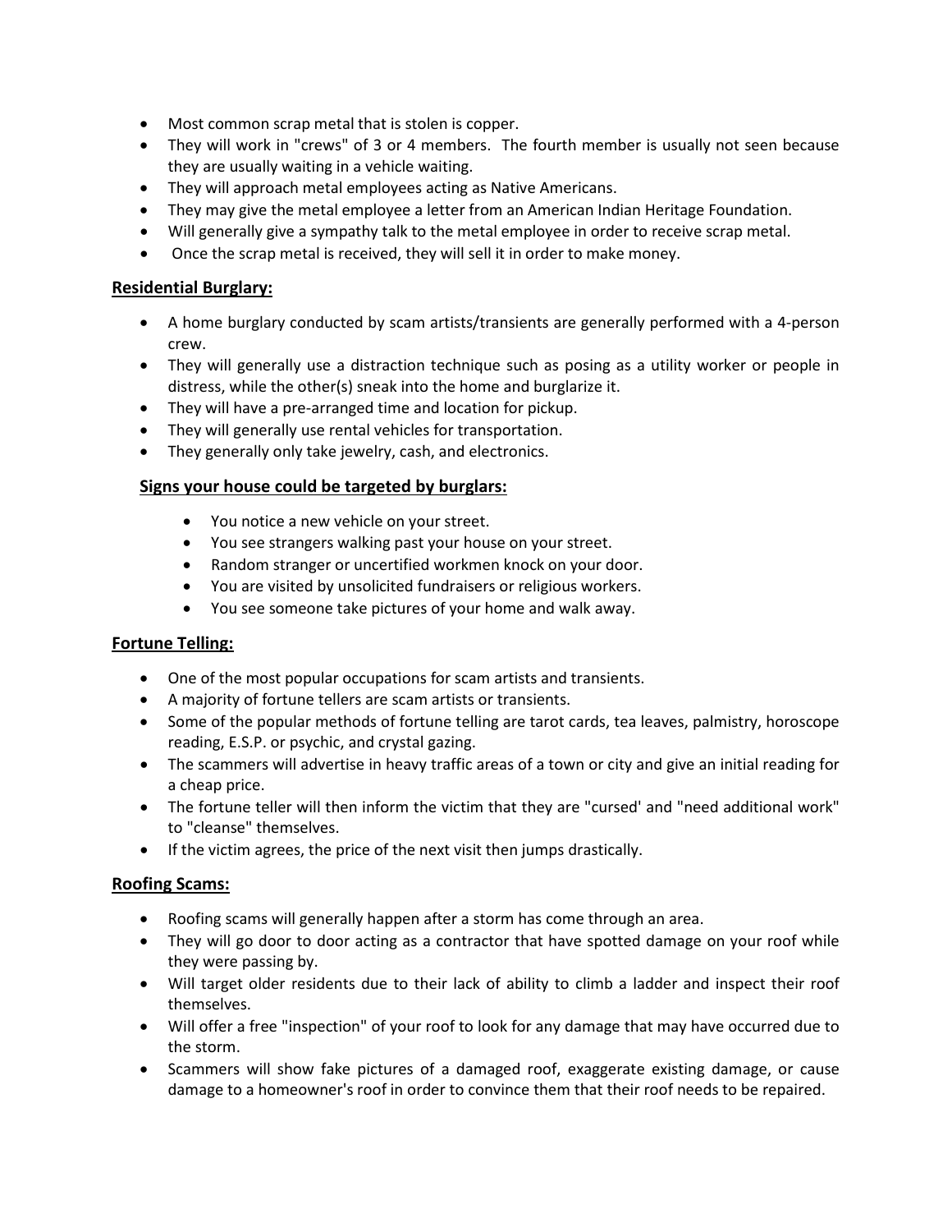- Most common scrap metal that is stolen is copper.
- They will work in "crews" of 3 or 4 members. The fourth member is usually not seen because they are usually waiting in a vehicle waiting.
- They will approach metal employees acting as Native Americans.
- They may give the metal employee a letter from an American Indian Heritage Foundation.
- Will generally give a sympathy talk to the metal employee in order to receive scrap metal.
- Once the scrap metal is received, they will sell it in order to make money.

## Residential Burglary:

- A home burglary conducted by scam artists/transients are generally performed with a 4-person crew.
- They will generally use a distraction technique such as posing as a utility worker or people in distress, while the other(s) sneak into the home and burglarize it.
- They will have a pre-arranged time and location for pickup.
- They will generally use rental vehicles for transportation.
- They generally only take jewelry, cash, and electronics.

### Signs your house could be targeted by burglars:

- You notice a new vehicle on your street.
- You see strangers walking past your house on your street.
- Random stranger or uncertified workmen knock on your door.
- You are visited by unsolicited fundraisers or religious workers.
- You see someone take pictures of your home and walk away.

## Fortune Telling:

- One of the most popular occupations for scam artists and transients.
- A majority of fortune tellers are scam artists or transients.
- Some of the popular methods of fortune telling are tarot cards, tea leaves, palmistry, horoscope reading, E.S.P. or psychic, and crystal gazing.
- The scammers will advertise in heavy traffic areas of a town or city and give an initial reading for a cheap price.
- The fortune teller will then inform the victim that they are "cursed' and "need additional work" to "cleanse" themselves.
- If the victim agrees, the price of the next visit then jumps drastically.

## Roofing Scams:

- Roofing scams will generally happen after a storm has come through an area.
- They will go door to door acting as a contractor that have spotted damage on your roof while they were passing by.
- Will target older residents due to their lack of ability to climb a ladder and inspect their roof themselves.
- Will offer a free "inspection" of your roof to look for any damage that may have occurred due to the storm.
- Scammers will show fake pictures of a damaged roof, exaggerate existing damage, or cause damage to a homeowner's roof in order to convince them that their roof needs to be repaired.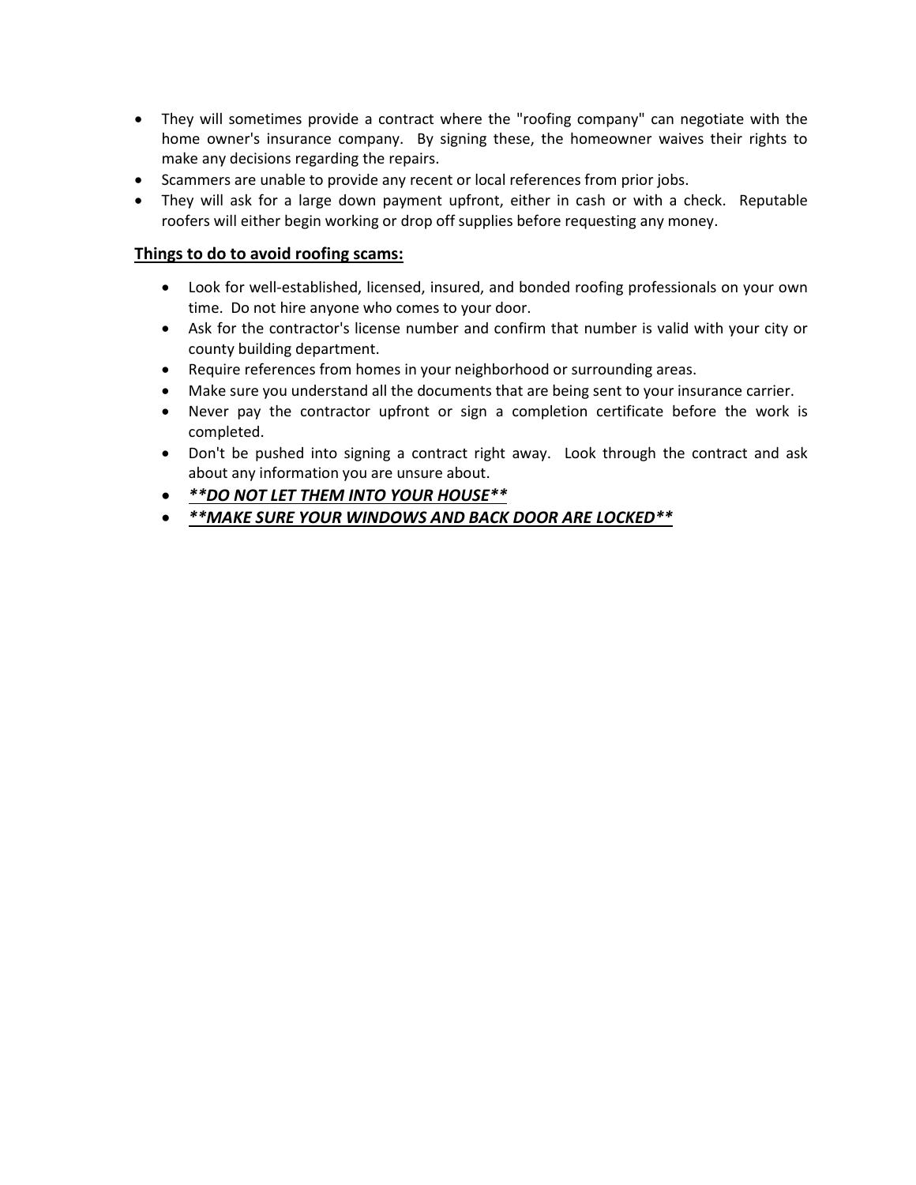- They will sometimes provide a contract where the "roofing company" can negotiate with the home owner's insurance company. By signing these, the homeowner waives their rights to make any decisions regarding the repairs.
- Scammers are unable to provide any recent or local references from prior jobs.
- They will ask for a large down payment upfront, either in cash or with a check. Reputable roofers will either begin working or drop off supplies before requesting any money.

**Things to do to avoid roofing scams:**

- Look for well-established, licensed, insured, and bonded roofing professionals on your own time. Do not hire anyone who comes to your door.
- Ask for the contractor's license number and confirm that number is valid with your city or county building department.
- Require references from homes in your neighborhood or surrounding areas.
- Make sure you understand all the documents that are being sent to your insurance carrier.
- Never pay the contractor upfront or sign a completion certificate before the work is completed.
- Don't be pushed into signing a contract right away. Look through the contract and ask about any information you are unsure about.
- ***\*\*DO NOT LET THEM INTO YOUR HOUSE\*\****
- ***\*\*MAKE SURE YOUR WINDOWS AND BACK DOOR ARE LOCKED\*\****